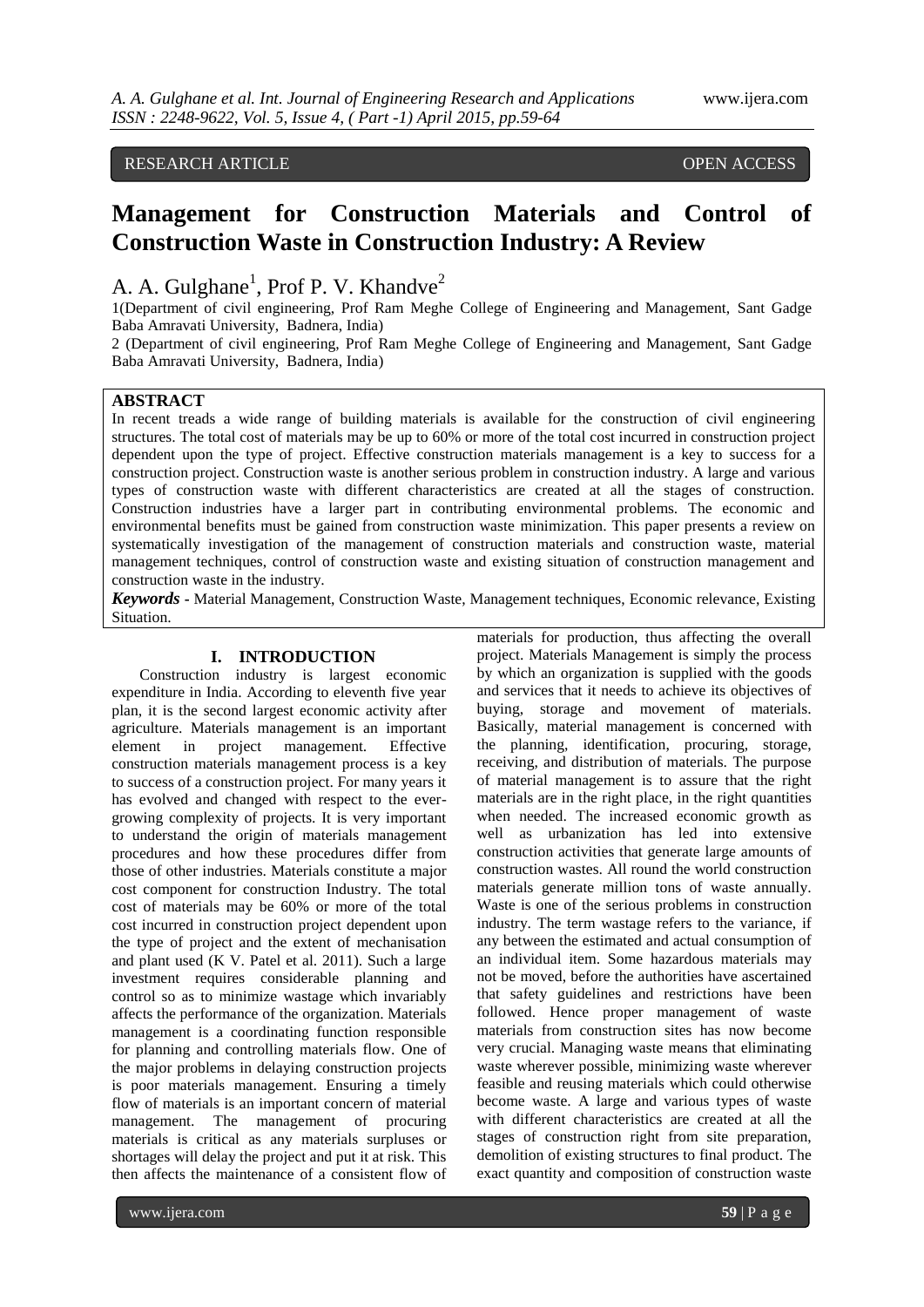RESEARCH ARTICLE OPEN ACCESS

# Management for Construction Materials and Control of Construction Waste in Construction Industry: A Review

A. A. Gulghane[1], Prof P. V. Khandve[2]

1(Department of civil engineering, Prof Ram Meghe College of Engineering and Management, Sant Gadge Baba Amravati University, Badnera, India)

2 (Department of civil engineering, Prof Ram Meghe College of Engineering and Management, Sant Gadge Baba Amravati University, Badnera, India)

## ABSTRACT

In recent treads a wide range of building materials is available for the construction of civil engineering structures. The total cost of materials may be up to 60% or more of the total cost incurred in construction project dependent upon the type of project. Effective construction materials management is a key to success for a construction project. Construction waste is another serious problem in construction industry. A large and various types of construction waste with different characteristics are created at all the stages of construction. Construction industries have a larger part in contributing environmental problems. The economic and environmental benefits must be gained from construction waste minimization. This paper presents a review on systematically investigation of the management of construction materials and construction waste, material management techniques, control of construction waste and existing situation of construction management and construction waste in the industry.

***Keywords*** **-** Material Management, Construction Waste, Management techniques, Economic relevance, Existing Situation.

## I. INTRODUCTION

Construction industry is largest economic expenditure in India. According to eleventh five year plan, it is the second largest economic activity after agriculture. Materials management is an important element in project management. Effective construction materials management process is a key to success of a construction project. For many years it has evolved and changed with respect to the ever-growing complexity of projects. It is very important to understand the origin of materials management procedures and how these procedures differ from those of other industries. Materials constitute a major cost component for construction Industry. The total cost of materials may be 60% or more of the total cost incurred in construction project dependent upon the type of project and the extent of mechanisation and plant used (K V. Patel et al. 2011). Such a large investment requires considerable planning and control so as to minimize wastage which invariably affects the performance of the organization. Materials management is a coordinating function responsible for planning and controlling materials flow. One of the major problems in delaying construction projects is poor materials management. Ensuring a timely flow of materials is an important concern of material management. The management of procuring materials is critical as any materials surpluses or shortages will delay the project and put it at risk. This then affects the maintenance of a consistent flow of materials for production, thus affecting the overall project. Materials Management is simply the process by which an organization is supplied with the goods and services that it needs to achieve its objectives of buying, storage and movement of materials. Basically, material management is concerned with the planning, identification, procuring, storage, receiving, and distribution of materials. The purpose of material management is to assure that the right materials are in the right place, in the right quantities when needed. The increased economic growth as well as urbanization has led into extensive construction activities that generate large amounts of construction wastes. All round the world construction materials generate million tons of waste annually. Waste is one of the serious problems in construction industry. The term wastage refers to the variance, if any between the estimated and actual consumption of an individual item. Some hazardous materials may not be moved, before the authorities have ascertained that safety guidelines and restrictions have been followed. Hence proper management of waste materials from construction sites has now become very crucial. Managing waste means that eliminating waste wherever possible, minimizing waste wherever feasible and reusing materials which could otherwise become waste. A large and various types of waste with different characteristics are created at all the stages of construction right from site preparation, demolition of existing structures to final product. The exact quantity and composition of construction waste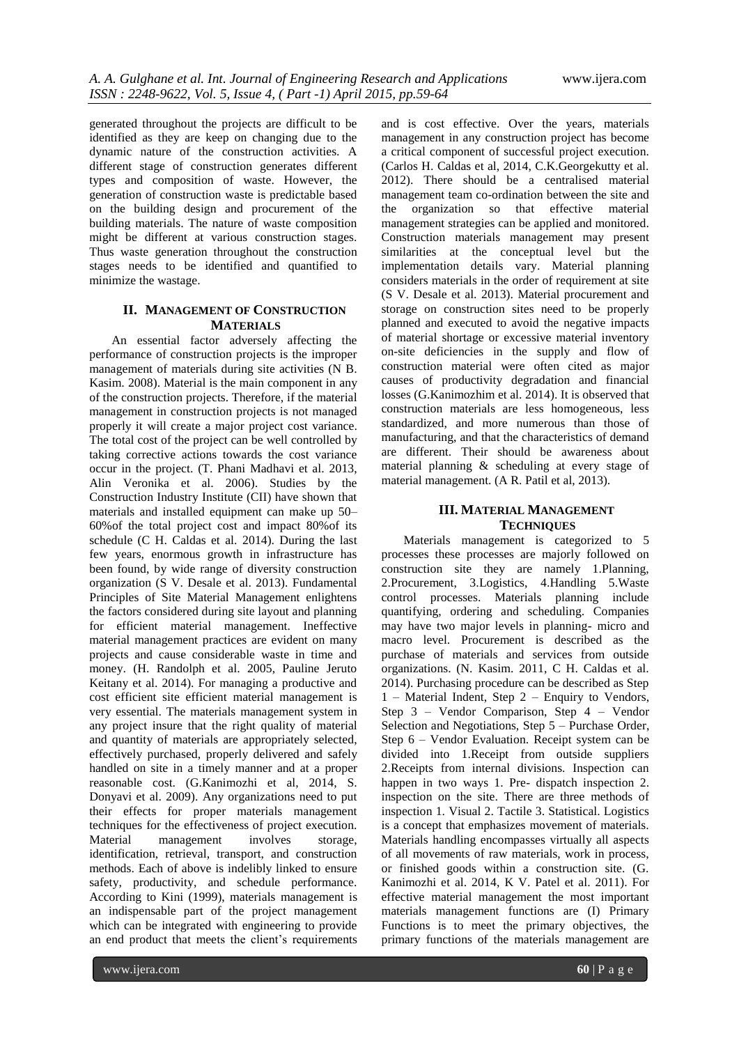generated throughout the projects are difficult to be identified as they are keep on changing due to the dynamic nature of the construction activities. A different stage of construction generates different types and composition of waste. However, the generation of construction waste is predictable based on the building design and procurement of the building materials. The nature of waste composition might be different at various construction stages. Thus waste generation throughout the construction stages needs to be identified and quantified to minimize the wastage.

## II. Management of Construction Materials

An essential factor adversely affecting the performance of construction projects is the improper management of materials during site activities (N B. Kasim. 2008). Material is the main component in any of the construction projects. Therefore, if the material management in construction projects is not managed properly it will create a major project cost variance. The total cost of the project can be well controlled by taking corrective actions towards the cost variance occur in the project. (T. Phani Madhavi et al. 2013, Alin Veronika et al. 2006). Studies by the Construction Industry Institute (CII) have shown that materials and installed equipment can make up 50–60%of the total project cost and impact 80%of its schedule (C H. Caldas et al. 2014). During the last few years, enormous growth in infrastructure has been found, by wide range of diversity construction organization (S V. Desale et al. 2013). Fundamental Principles of Site Material Management enlightens the factors considered during site layout and planning for efficient material management. Ineffective material management practices are evident on many projects and cause considerable waste in time and money. (H. Randolph et al. 2005, Pauline Jeruto Keitany et al. 2014). For managing a productive and cost efficient site efficient material management is very essential. The materials management system in any project insure that the right quality of material and quantity of materials are appropriately selected, effectively purchased, properly delivered and safely handled on site in a timely manner and at a proper reasonable cost. (G.Kanimozhi et al, 2014, S. Donyavi et al. 2009). Any organizations need to put their effects for proper materials management techniques for the effectiveness of project execution. Material management involves storage, identification, retrieval, transport, and construction methods. Each of above is indelibly linked to ensure safety, productivity, and schedule performance. According to Kini (1999), materials management is an indispensable part of the project management which can be integrated with engineering to provide an end product that meets the client's requirements and is cost effective. Over the years, materials management in any construction project has become a critical component of successful project execution. (Carlos H. Caldas et al, 2014, C.K.Georgekutty et al. 2012). There should be a centralised material management team co-ordination between the site and the organization so that effective material management strategies can be applied and monitored. Construction materials management may present similarities at the conceptual level but the implementation details vary. Material planning considers materials in the order of requirement at site (S V. Desale et al. 2013). Material procurement and storage on construction sites need to be properly planned and executed to avoid the negative impacts of material shortage or excessive material inventory on-site deficiencies in the supply and flow of construction material were often cited as major causes of productivity degradation and financial losses (G.Kanimozhim et al. 2014). It is observed that construction materials are less homogeneous, less standardized, and more numerous than those of manufacturing, and that the characteristics of demand are different. Their should be awareness about material planning & scheduling at every stage of material management. (A R. Patil et al, 2013).

## III. Material Management Techniques

Materials management is categorized to 5 processes these processes are majorly followed on construction site they are namely 1.Planning, 2.Procurement, 3.Logistics, 4.Handling 5.Waste control processes. Materials planning include quantifying, ordering and scheduling. Companies may have two major levels in planning- micro and macro level. Procurement is described as the purchase of materials and services from outside organizations. (N. Kasim. 2011, C H. Caldas et al. 2014). Purchasing procedure can be described as Step 1 – Material Indent, Step 2 – Enquiry to Vendors, Step 3 – Vendor Comparison, Step 4 – Vendor Selection and Negotiations, Step 5 – Purchase Order, Step 6 – Vendor Evaluation. Receipt system can be divided into 1.Receipt from outside suppliers 2.Receipts from internal divisions. Inspection can happen in two ways 1. Pre- dispatch inspection 2. inspection on the site. There are three methods of inspection 1. Visual 2. Tactile 3. Statistical. Logistics is a concept that emphasizes movement of materials. Materials handling encompasses virtually all aspects of all movements of raw materials, work in process, or finished goods within a construction site. (G. Kanimozhi et al. 2014, K V. Patel et al. 2011). For effective material management the most important materials management functions are (I) Primary Functions is to meet the primary objectives, the primary functions of the materials management are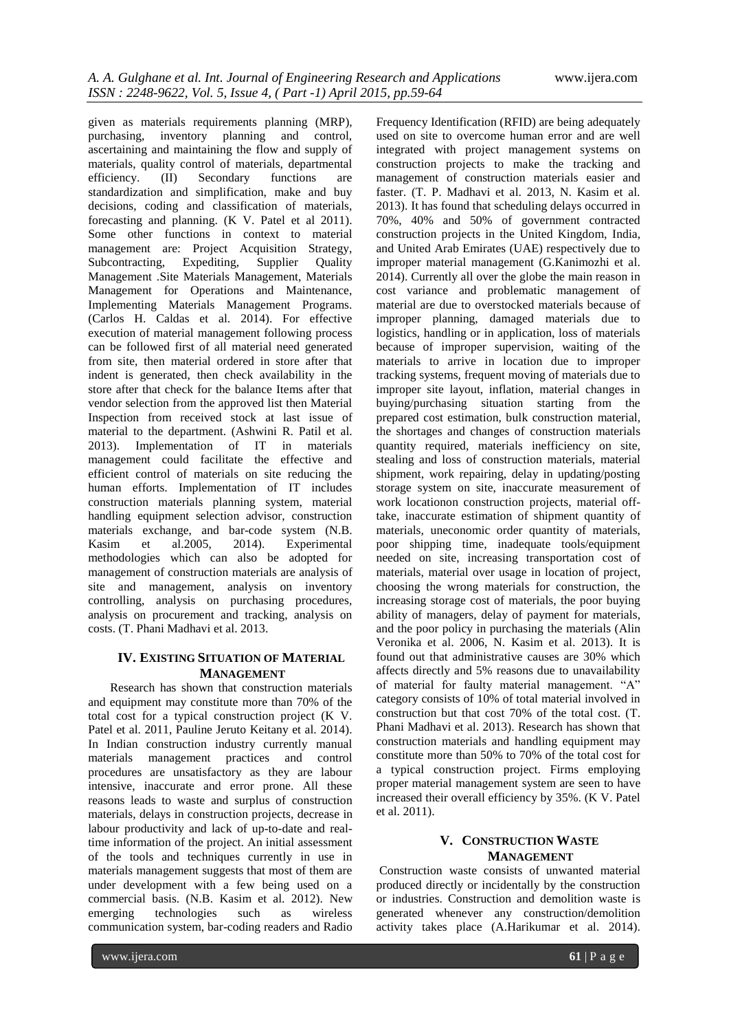given as materials requirements planning (MRP), purchasing, inventory planning and control, ascertaining and maintaining the flow and supply of materials, quality control of materials, departmental efficiency. (II) Secondary functions are standardization and simplification, make and buy decisions, coding and classification of materials, forecasting and planning. (K V. Patel et al 2011). Some other functions in context to material management are: Project Acquisition Strategy, Subcontracting, Expediting, Supplier Quality Management .Site Materials Management, Materials Management for Operations and Maintenance, Implementing Materials Management Programs. (Carlos H. Caldas et al. 2014). For effective execution of material management following process can be followed first of all material need generated from site, then material ordered in store after that indent is generated, then check availability in the store after that check for the balance Items after that vendor selection from the approved list then Material Inspection from received stock at last issue of material to the department. (Ashwini R. Patil et al. 2013). Implementation of IT in materials management could facilitate the effective and efficient control of materials on site reducing the human efforts. Implementation of IT includes construction materials planning system, material handling equipment selection advisor, construction materials exchange, and bar-code system (N.B. Kasim et al.2005, 2014). Experimental methodologies which can also be adopted for management of construction materials are analysis of site and management, analysis on inventory controlling, analysis on purchasing procedures, analysis on procurement and tracking, analysis on costs. (T. Phani Madhavi et al. 2013.

## IV. Existing Situation of Material Management

Research has shown that construction materials and equipment may constitute more than 70% of the total cost for a typical construction project (K V. Patel et al. 2011, Pauline Jeruto Keitany et al. 2014). In Indian construction industry currently manual materials management practices and control procedures are unsatisfactory as they are labour intensive, inaccurate and error prone. All these reasons leads to waste and surplus of construction materials, delays in construction projects, decrease in labour productivity and lack of up-to-date and real-time information of the project. An initial assessment of the tools and techniques currently in use in materials management suggests that most of them are under development with a few being used on a commercial basis. (N.B. Kasim et al. 2012). New emerging technologies such as wireless communication system, bar-coding readers and Radio Frequency Identification (RFID) are being adequately used on site to overcome human error and are well integrated with project management systems on construction projects to make the tracking and management of construction materials easier and faster. (T. P. Madhavi et al. 2013, N. Kasim et al. 2013). It has found that scheduling delays occurred in 70%, 40% and 50% of government contracted construction projects in the United Kingdom, India, and United Arab Emirates (UAE) respectively due to improper material management (G.Kanimozhi et al. 2014). Currently all over the globe the main reason in cost variance and problematic management of material are due to overstocked materials because of improper planning, damaged materials due to logistics, handling or in application, loss of materials because of improper supervision, waiting of the materials to arrive in location due to improper tracking systems, frequent moving of materials due to improper site layout, inflation, material changes in buying/purchasing situation starting from the prepared cost estimation, bulk construction material, the shortages and changes of construction materials quantity required, materials inefficiency on site, stealing and loss of construction materials, material shipment, work repairing, delay in updating/posting storage system on site, inaccurate measurement of work locationon construction projects, material off-take, inaccurate estimation of shipment quantity of materials, uneconomic order quantity of materials, poor shipping time, inadequate tools/equipment needed on site, increasing transportation cost of materials, material over usage in location of project, choosing the wrong materials for construction, the increasing storage cost of materials, the poor buying ability of managers, delay of payment for materials, and the poor policy in purchasing the materials (Alin Veronika et al. 2006, N. Kasim et al. 2013). It is found out that administrative causes are 30% which affects directly and 5% reasons due to unavailability of material for faulty material management. "A" category consists of 10% of total material involved in construction but that cost 70% of the total cost. (T. Phani Madhavi et al. 2013). Research has shown that construction materials and handling equipment may constitute more than 50% to 70% of the total cost for a typical construction project. Firms employing proper material management system are seen to have increased their overall efficiency by 35%. (K V. Patel et al. 2011).

## V. Construction Waste Management

Construction waste consists of unwanted material produced directly or incidentally by the construction or industries. Construction and demolition waste is generated whenever any construction/demolition activity takes place (A.Harikumar et al. 2014).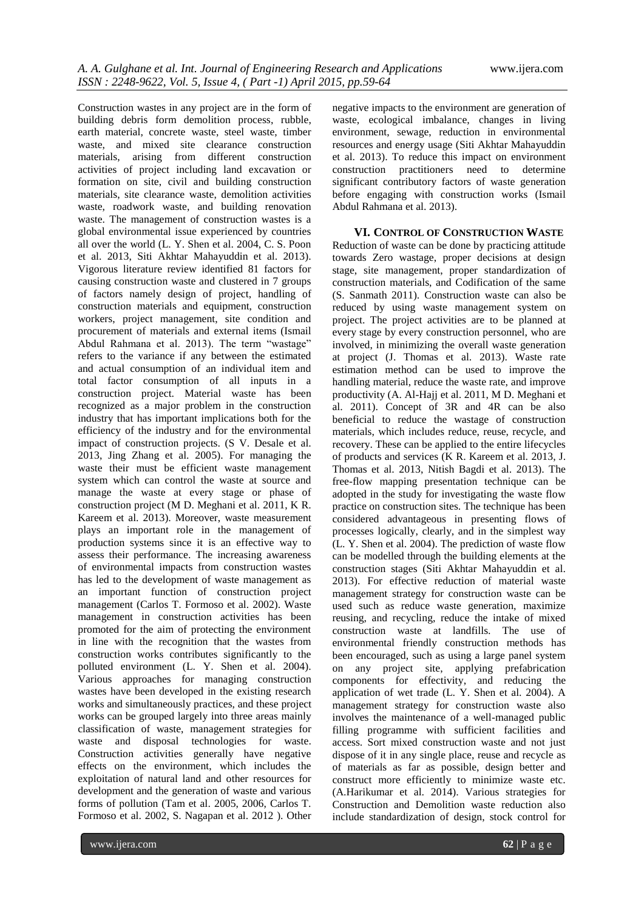Construction wastes in any project are in the form of building debris form demolition process, rubble, earth material, concrete waste, steel waste, timber waste, and mixed site clearance construction materials, arising from different construction activities of project including land excavation or formation on site, civil and building construction materials, site clearance waste, demolition activities waste, roadwork waste, and building renovation waste. The management of construction wastes is a global environmental issue experienced by countries all over the world (L. Y. Shen et al. 2004, C. S. Poon et al. 2013, Siti Akhtar Mahayuddin et al. 2013). Vigorous literature review identified 81 factors for causing construction waste and clustered in 7 groups of factors namely design of project, handling of construction materials and equipment, construction workers, project management, site condition and procurement of materials and external items (Ismail Abdul Rahmana et al. 2013). The term "wastage" refers to the variance if any between the estimated and actual consumption of an individual item and total factor consumption of all inputs in a construction project. Material waste has been recognized as a major problem in the construction industry that has important implications both for the efficiency of the industry and for the environmental impact of construction projects. (S V. Desale et al. 2013, Jing Zhang et al. 2005). For managing the waste their must be efficient waste management system which can control the waste at source and manage the waste at every stage or phase of construction project (M D. Meghani et al. 2011, K R. Kareem et al. 2013). Moreover, waste measurement plays an important role in the management of production systems since it is an effective way to assess their performance. The increasing awareness of environmental impacts from construction wastes has led to the development of waste management as an important function of construction project management (Carlos T. Formoso et al. 2002). Waste management in construction activities has been promoted for the aim of protecting the environment in line with the recognition that the wastes from construction works contributes significantly to the polluted environment (L. Y. Shen et al. 2004). Various approaches for managing construction wastes have been developed in the existing research works and simultaneously practices, and these project works can be grouped largely into three areas mainly classification of waste, management strategies for waste and disposal technologies for waste. Construction activities generally have negative effects on the environment, which includes the exploitation of natural land and other resources for development and the generation of waste and various forms of pollution (Tam et al. 2005, 2006, Carlos T. Formoso et al. 2002, S. Nagapan et al. 2012 ). Other negative impacts to the environment are generation of waste, ecological imbalance, changes in living environment, sewage, reduction in environmental resources and energy usage (Siti Akhtar Mahayuddin et al. 2013). To reduce this impact on environment construction practitioners need to determine significant contributory factors of waste generation before engaging with construction works (Ismail Abdul Rahmana et al. 2013).

## VI. Control of Construction Waste

Reduction of waste can be done by practicing attitude towards Zero wastage, proper decisions at design stage, site management, proper standardization of construction materials, and Codification of the same (S. Sanmath 2011). Construction waste can also be reduced by using waste management system on project. The project activities are to be planned at every stage by every construction personnel, who are involved, in minimizing the overall waste generation at project (J. Thomas et al. 2013). Waste rate estimation method can be used to improve the handling material, reduce the waste rate, and improve productivity (A. Al-Hajj et al. 2011, M D. Meghani et al. 2011). Concept of 3R and 4R can be also beneficial to reduce the wastage of construction materials, which includes reduce, reuse, recycle, and recovery. These can be applied to the entire lifecycles of products and services (K R. Kareem et al. 2013, J. Thomas et al. 2013, Nitish Bagdi et al. 2013). The free-flow mapping presentation technique can be adopted in the study for investigating the waste flow practice on construction sites. The technique has been considered advantageous in presenting flows of processes logically, clearly, and in the simplest way (L. Y. Shen et al. 2004). The prediction of waste flow can be modelled through the building elements at the construction stages (Siti Akhtar Mahayuddin et al. 2013). For effective reduction of material waste management strategy for construction waste can be used such as reduce waste generation, maximize reusing, and recycling, reduce the intake of mixed construction waste at landfills. The use of environmental friendly construction methods has been encouraged, such as using a large panel system on any project site, applying prefabrication components for effectivity, and reducing the application of wet trade (L. Y. Shen et al. 2004). A management strategy for construction waste also involves the maintenance of a well-managed public filling programme with sufficient facilities and access. Sort mixed construction waste and not just dispose of it in any single place, reuse and recycle as of materials as far as possible, design better and construct more efficiently to minimize waste etc. (A.Harikumar et al. 2014). Various strategies for Construction and Demolition waste reduction also include standardization of design, stock control for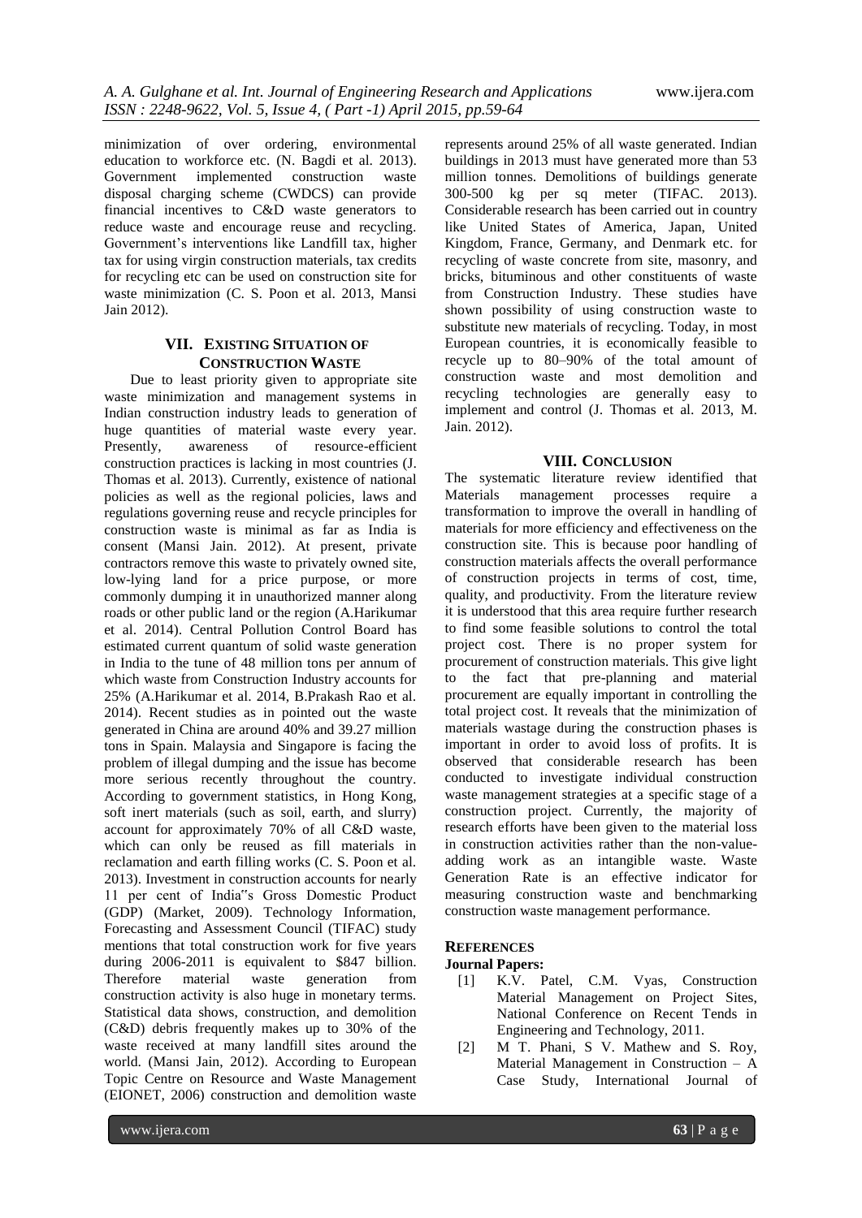minimization of over ordering, environmental education to workforce etc. (N. Bagdi et al. 2013). Government implemented construction waste disposal charging scheme (CWDCS) can provide financial incentives to C&D waste generators to reduce waste and encourage reuse and recycling. Government's interventions like Landfill tax, higher tax for using virgin construction materials, tax credits for recycling etc can be used on construction site for waste minimization (C. S. Poon et al. 2013, Mansi Jain 2012).

## VII. Existing Situation of Construction Waste

Due to least priority given to appropriate site waste minimization and management systems in Indian construction industry leads to generation of huge quantities of material waste every year. Presently, awareness of resource-efficient construction practices is lacking in most countries (J. Thomas et al. 2013). Currently, existence of national policies as well as the regional policies, laws and regulations governing reuse and recycle principles for construction waste is minimal as far as India is consent (Mansi Jain. 2012). At present, private contractors remove this waste to privately owned site, low-lying land for a price purpose, or more commonly dumping it in unauthorized manner along roads or other public land or the region (A.Harikumar et al. 2014). Central Pollution Control Board has estimated current quantum of solid waste generation in India to the tune of 48 million tons per annum of which waste from Construction Industry accounts for 25% (A.Harikumar et al. 2014, B.Prakash Rao et al. 2014). Recent studies as in pointed out the waste generated in China are around 40% and 39.27 million tons in Spain. Malaysia and Singapore is facing the problem of illegal dumping and the issue has become more serious recently throughout the country. According to government statistics, in Hong Kong, soft inert materials (such as soil, earth, and slurry) account for approximately 70% of all C&D waste, which can only be reused as fill materials in reclamation and earth filling works (C. S. Poon et al. 2013). Investment in construction accounts for nearly 11 per cent of India"s Gross Domestic Product (GDP) (Market, 2009). Technology Information, Forecasting and Assessment Council (TIFAC) study mentions that total construction work for five years during 2006-2011 is equivalent to $847 billion. Therefore material waste generation from construction activity is also huge in monetary terms. Statistical data shows, construction, and demolition (C&D) debris frequently makes up to 30% of the waste received at many landfill sites around the world. (Mansi Jain, 2012). According to European Topic Centre on Resource and Waste Management (EIONET, 2006) construction and demolition waste represents around 25% of all waste generated. Indian buildings in 2013 must have generated more than 53 million tonnes. Demolitions of buildings generate 300-500 kg per sq meter (TIFAC. 2013). Considerable research has been carried out in country like United States of America, Japan, United Kingdom, France, Germany, and Denmark etc. for recycling of waste concrete from site, masonry, and bricks, bituminous and other constituents of waste from Construction Industry. These studies have shown possibility of using construction waste to substitute new materials of recycling. Today, in most European countries, it is economically feasible to recycle up to 80–90% of the total amount of construction waste and most demolition and recycling technologies are generally easy to implement and control (J. Thomas et al. 2013, M. Jain. 2012).

## VIII. Conclusion

The systematic literature review identified that Materials management processes require a transformation to improve the overall in handling of materials for more efficiency and effectiveness on the construction site. This is because poor handling of construction materials affects the overall performance of construction projects in terms of cost, time, quality, and productivity. From the literature review it is understood that this area require further research to find some feasible solutions to control the total project cost. There is no proper system for procurement of construction materials. This give light to the fact that pre-planning and material procurement are equally important in controlling the total project cost. It reveals that the minimization of materials wastage during the construction phases is important in order to avoid loss of profits. It is observed that considerable research has been conducted to investigate individual construction waste management strategies at a specific stage of a construction project. Currently, the majority of research efforts have been given to the material loss in construction activities rather than the non-value-adding work as an intangible waste. Waste Generation Rate is an effective indicator for measuring construction waste and benchmarking construction waste management performance.

## References

**Journal Papers:**

[1] K.V. Patel, C.M. Vyas, Construction Material Management on Project Sites, National Conference on Recent Tends in Engineering and Technology, 2011.

[2] M T. Phani, S V. Mathew and S. Roy, Material Management in Construction – A Case Study, International Journal of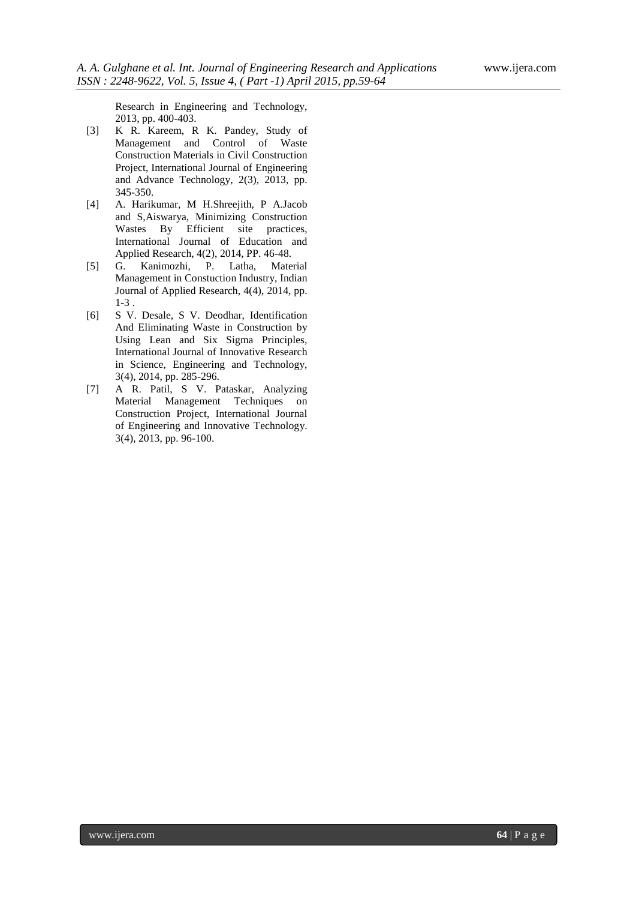Research in Engineering and Technology, 2013, pp. 400-403.

[3] K R. Kareem, R K. Pandey, Study of Management and Control of Waste Construction Materials in Civil Construction Project, International Journal of Engineering and Advance Technology, 2(3), 2013, pp. 345-350.

[4] A. Harikumar, M H.Shreejith, P A.Jacob and S,Aiswarya, Minimizing Construction Wastes By Efficient site practices, International Journal of Education and Applied Research, 4(2), 2014, PP. 46-48.

[5] G. Kanimozhi, P. Latha, Material Management in Constuction Industry, Indian Journal of Applied Research, 4(4), 2014, pp. 1-3 .

[6] S V. Desale, S V. Deodhar, Identification And Eliminating Waste in Construction by Using Lean and Six Sigma Principles, International Journal of Innovative Research in Science, Engineering and Technology, 3(4), 2014, pp. 285-296.

[7] A R. Patil, S V. Pataskar, Analyzing Material Management Techniques on Construction Project, International Journal of Engineering and Innovative Technology. 3(4), 2013, pp. 96-100.